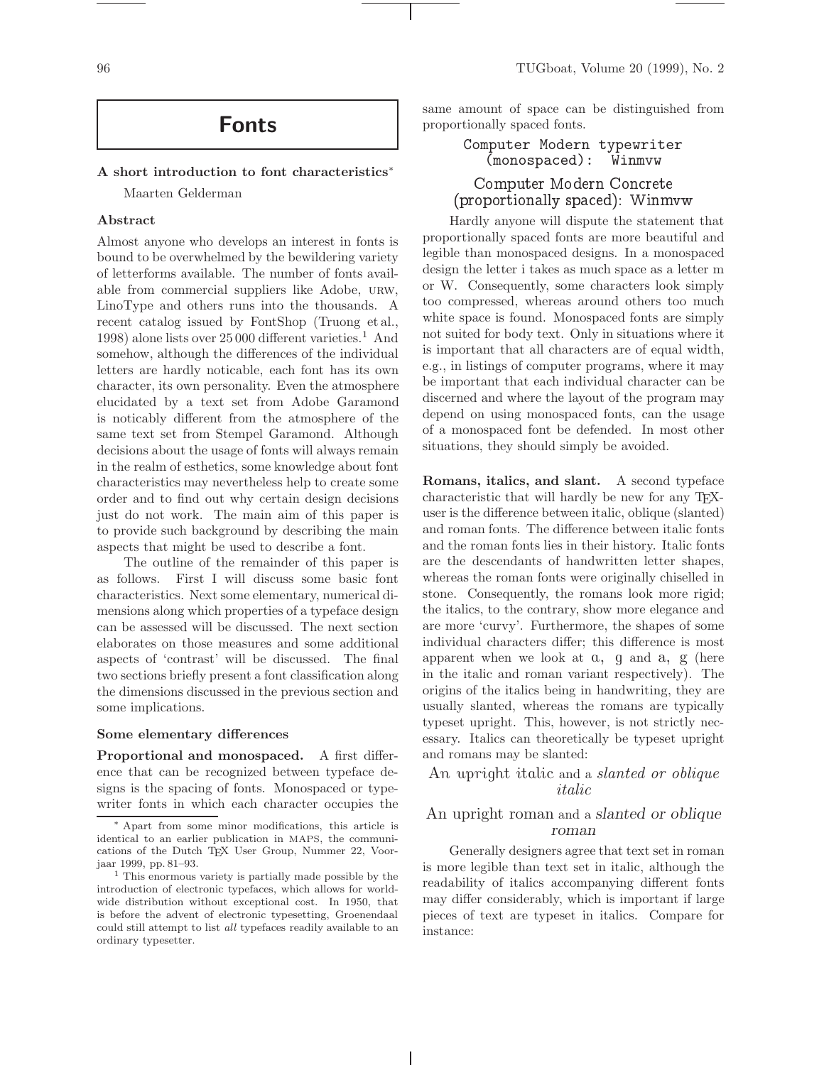# Fonts

## A short introduction to font characteristics*

Maarten Gelderman

### Abstract

Almost anyone who develops an interest in fonts is bound to be overwhelmed by the bewildering variety of letterforms available. The number of fonts available from commercial suppliers like Adobe, URW, LinoType and others runs into the thousands. A recent catalog issued by FontShop (Truong et al., 1998) alone lists over 25 000 different varieties.[1] And somehow, although the differences of the individual letters are hardly noticable, each font has its own character, its own personality. Even the atmosphere elucidated by a text set from Adobe Garamond is noticably different from the atmosphere of the same text set from Stempel Garamond. Although decisions about the usage of fonts will always remain in the realm of esthetics, some knowledge about font characteristics may nevertheless help to create some order and to find out why certain design decisions just do not work. The main aim of this paper is to provide such background by describing the main aspects that might be used to describe a font.

The outline of the remainder of this paper is as follows. First I will discuss some basic font characteristics. Next some elementary, numerical dimensions along which properties of a typeface design can be assessed will be discussed. The next section elaborates on those measures and some additional aspects of 'contrast' will be discussed. The final two sections briefly present a font classification along the dimensions discussed in the previous section and some implications.

### Some elementary differences

**Proportional and monospaced.** A first difference that can be recognized between typeface designs is the spacing of fonts. Monospaced or typewriter fonts in which each character occupies the same amount of space can be distinguished from proportionally spaced fonts.

```
Computer Modern typewriter
  (monospaced):  Winmvw
```

Computer Modern Concrete
(proportionally spaced): Winmvw

Hardly anyone will dispute the statement that proportionally spaced fonts are more beautiful and legible than monospaced designs. In a monospaced design the letter i takes as much space as a letter m or W. Consequently, some characters look simply too compressed, whereas around others too much white space is found. Monospaced fonts are simply not suited for body text. Only in situations where it is important that all characters are of equal width, e.g., in listings of computer programs, where it may be important that each individual character can be discerned and where the layout of the program may depend on using monospaced fonts, can the usage of a monospaced font be defended. In most other situations, they should simply be avoided.

**Romans, italics, and slant.** A second typeface characteristic that will hardly be new for any TeX-user is the difference between italic, oblique (slanted) and roman fonts. The difference between italic fonts and the roman fonts lies in their history. Italic fonts are the descendants of handwritten letter shapes, whereas the roman fonts were originally chiselled in stone. Consequently, the romans look more rigid; the italics, to the contrary, show more elegance and are more 'curvy'. Furthermore, the shapes of some individual characters differ; this difference is most apparent when we look at a, g and a, g (here in the italic and roman variant respectively). The origins of the italics being in handwriting, they are usually slanted, whereas the romans are typically typeset upright. This, however, is not strictly necessary. Italics can theoretically be typeset upright and romans may be slanted:

An upright italic and a *slanted or oblique italic*

An upright roman and a *slanted or oblique roman*

Generally designers agree that text set in roman is more legible than text set in italic, although the readability of italics accompanying different fonts may differ considerably, which is important if large pieces of text are typeset in italics. Compare for instance:

---

\* Apart from some minor modifications, this article is identical to an earlier publication in MAPS, the communications of the Dutch TeX User Group, Nummer 22, Voorjaar 1999, pp. 81–93.

[1] This enormous variety is partially made possible by the introduction of electronic typefaces, which allows for worldwide distribution without exceptional cost. In 1950, that is before the advent of electronic typesetting, Groenendaal could still attempt to list *all* typefaces readily available to an ordinary typesetter.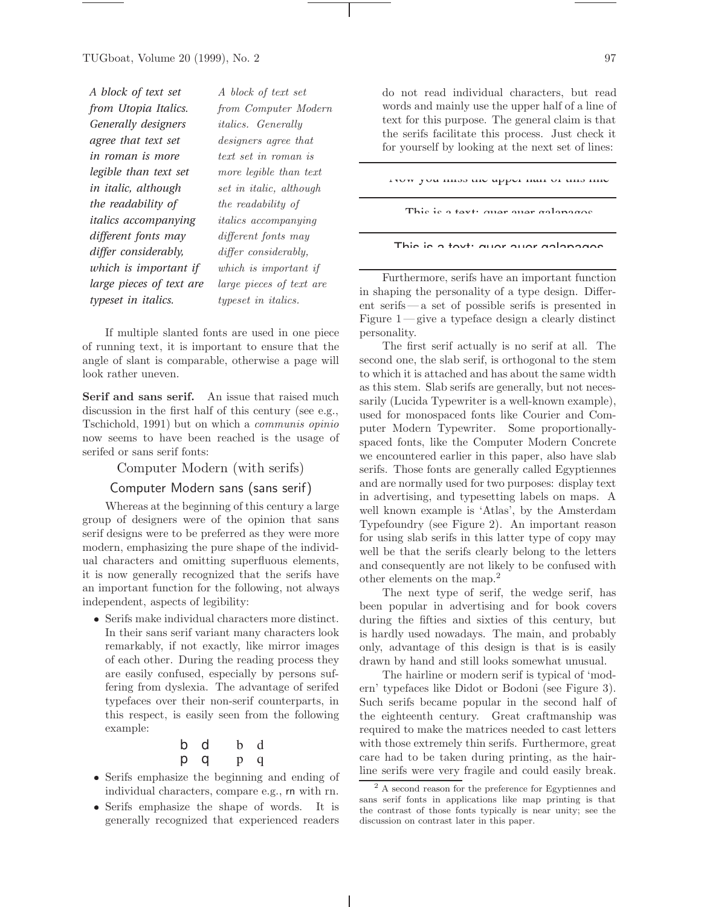| | |
|---|---|
| *A block of text set from Utopia Italics. Generally designers agree that text set in roman is more legible than text set in italic, although the readability of italics accompanying different fonts may differ considerably, which is important if large pieces of text are typeset in italics.* | *A block of text set from Computer Modern italics. Generally designers agree that text set in roman is more legible than text set in italic, although the readability of italics accompanying different fonts may differ considerably, which is important if large pieces of text are typeset in italics.* |

If multiple slanted fonts are used in one piece of running text, it is important to ensure that the angle of slant is comparable, otherwise a page will look rather uneven.

**Serif and sans serif.** An issue that raised much discussion in the first half of this century (see e.g., Tschichold, 1991) but on which a *communis opinio* now seems to have been reached is the usage of serifed or sans serif fonts:

Computer Modern (with serifs)

Computer Modern sans (sans serif)

Whereas at the beginning of this century a large group of designers were of the opinion that sans serif designs were to be preferred as they were more modern, emphasizing the pure shape of the individual characters and omitting superfluous elements, it is now generally recognized that the serifs have an important function for the following, not always independent, aspects of legibility:

- Serifs make individual characters more distinct. In their sans serif variant many characters look remarkably, if not exactly, like mirror images of each other. During the reading process they are easily confused, especially by persons suffering from dyslexia. The advantage of serifed typefaces over their non-serif counterparts, in this respect, is easily seen from the following example:

  b d &nbsp;&nbsp; b d
  p q &nbsp;&nbsp; p q

- Serifs emphasize the beginning and ending of individual characters, compare e.g., rn with rn.
- Serifs emphasize the shape of words. It is generally recognized that experienced readers do not read individual characters, but read words and mainly use the upper half of a line of text for this purpose. The general claim is that the serifs facilitate this process. Just check it for yourself by looking at the next set of lines:

Now you miss the upper half of this line

This is a text: quer auer galapagos

This is a text: quer auer galapagos

Furthermore, serifs have an important function in shaping the personality of a type design. Different serifs — a set of possible serifs is presented in Figure 1 — give a typeface design a clearly distinct personality.

The first serif actually is no serif at all. The second one, the slab serif, is orthogonal to the stem to which it is attached and has about the same width as this stem. Slab serifs are generally, but not necessarily (Lucida Typewriter is a well-known example), used for monospaced fonts like Courier and Computer Modern Typewriter. Some proportionally-spaced fonts, like the Computer Modern Concrete we encountered earlier in this paper, also have slab serifs. Those fonts are generally called Egyptiennes and are normally used for two purposes: display text in advertising, and typesetting labels on maps. A well known example is 'Atlas', by the Amsterdam Typefoundry (see Figure 2). An important reason for using slab serifs in this latter type of copy may well be that the serifs clearly belong to the letters and consequently are not likely to be confused with other elements on the map.[2]

The next type of serif, the wedge serif, has been popular in advertising and for book covers during the fifties and sixties of this century, but is hardly used nowadays. The main, and probably only, advantage of this design is that is is easily drawn by hand and still looks somewhat unusual.

The hairline or modern serif is typical of 'modern' typefaces like Didot or Bodoni (see Figure 3). Such serifs became popular in the second half of the eighteenth century. Great craftmanship was required to make the matrices needed to cast letters with those extremely thin serifs. Furthermore, great care had to be taken during printing, as the hairline serifs were very fragile and could easily break.

[2] A second reason for the preference for Egyptiennes and sans serif fonts in applications like map printing is that the contrast of those fonts typically is near unity; see the discussion on contrast later in this paper.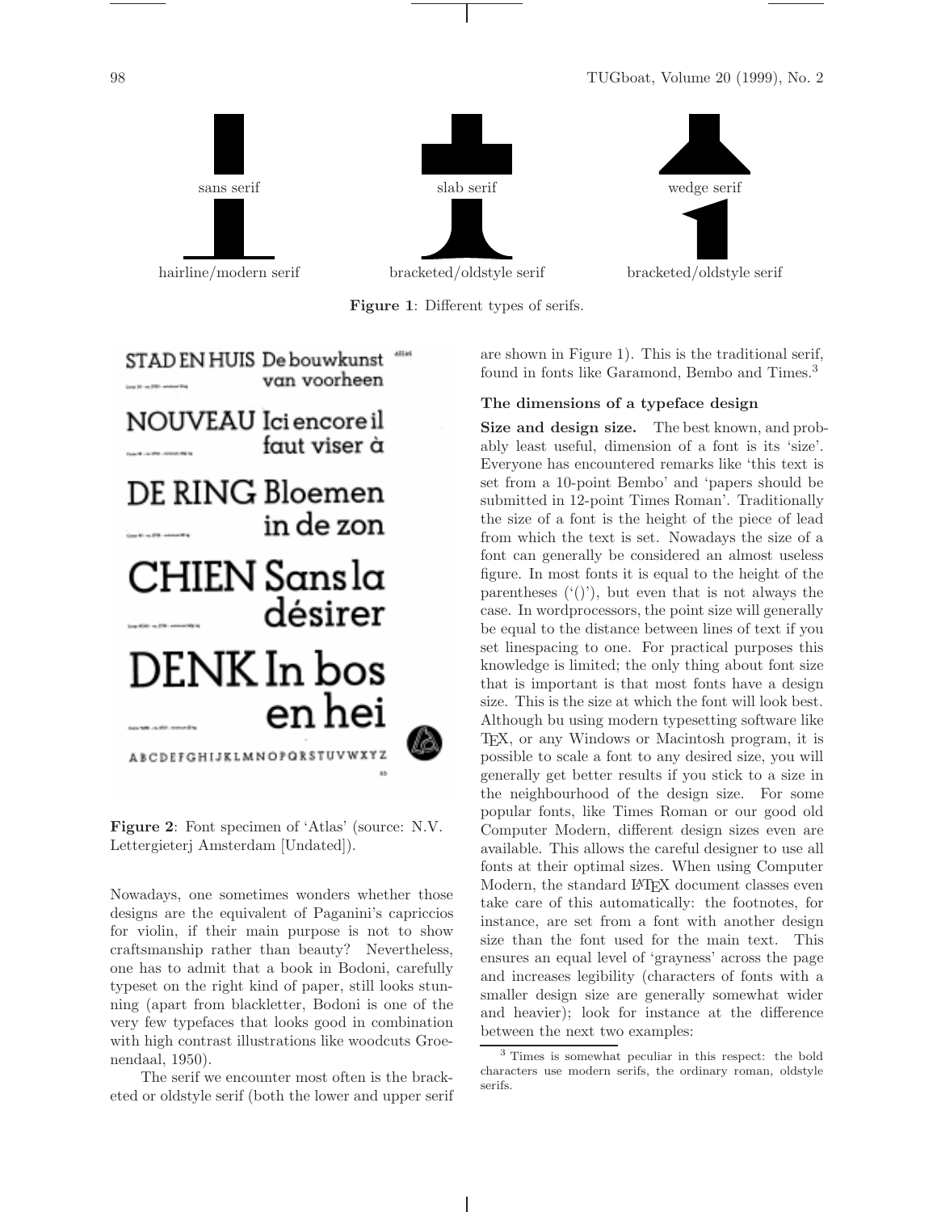sans serif

slab serif

wedge serif

hairline/modern serif

bracketed/oldstyle serif

bracketed/oldstyle serif

**Figure 1**: Different types of serifs.

**Figure 2**: Font specimen of 'Atlas' (source: N.V. Lettergieterj Amsterdam [Undated]).

Nowadays, one sometimes wonders whether those designs are the equivalent of Paganini's capriccios for violin, if their main purpose is not to show craftsmanship rather than beauty? Nevertheless, one has to admit that a book in Bodoni, carefully typeset on the right kind of paper, still looks stunning (apart from blackletter, Bodoni is one of the very few typefaces that looks good in combination with high contrast illustrations like woodcuts Groenendaal, 1950).

The serif we encounter most often is the bracketed or oldstyle serif (both the lower and upper serif are shown in Figure 1). This is the traditional serif, found in fonts like Garamond, Bembo and Times.[3]

### The dimensions of a typeface design

**Size and design size.** The best known, and probably least useful, dimension of a font is its 'size'. Everyone has encountered remarks like 'this text is set from a 10-point Bembo' and 'papers should be submitted in 12-point Times Roman'. Traditionally the size of a font is the height of the piece of lead from which the text is set. Nowadays the size of a font can generally be considered an almost useless figure. In most fonts it is equal to the height of the parentheses ('()'), but even that is not always the case. In wordprocessors, the point size will generally be equal to the distance between lines of text if you set linespacing to one. For practical purposes this knowledge is limited; the only thing about font size that is important is that most fonts have a design size. This is the size at which the font will look best. Although bu using modern typesetting software like TeX, or any Windows or Macintosh program, it is possible to scale a font to any desired size, you will generally get better results if you stick to a size in the neighbourhood of the design size. For some popular fonts, like Times Roman or our good old Computer Modern, different design sizes even are available. This allows the careful designer to use all fonts at their optimal sizes. When using Computer Modern, the standard LaTeX document classes even take care of this automatically: the footnotes, for instance, are set from a font with another design size than the font used for the main text. This ensures an equal level of 'grayness' across the page and increases legibility (characters of fonts with a smaller design size are generally somewhat wider and heavier); look for instance at the difference between the next two examples:

[3] Times is somewhat peculiar in this respect: the bold characters use modern serifs, the ordinary roman, oldstyle serifs.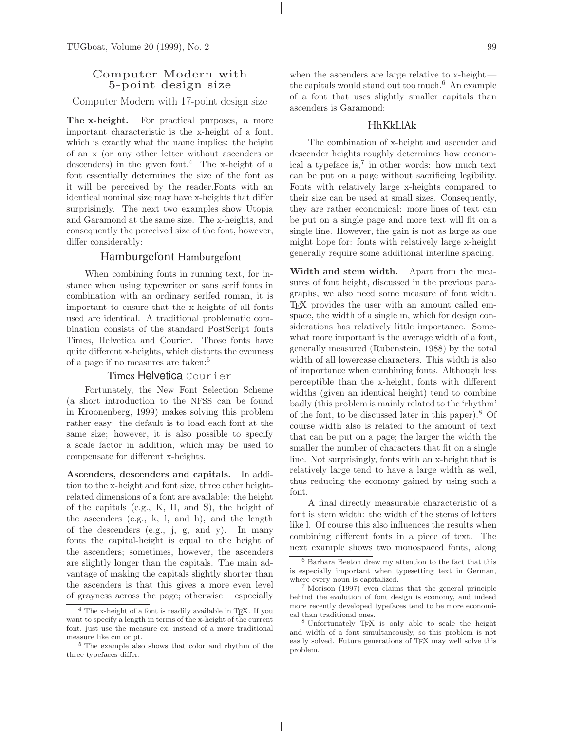Computer Modern with 5-point design size

Computer Modern with 17-point design size

**The x-height.** For practical purposes, a more important characteristic is the x-height of a font, which is exactly what the name implies: the height of an x (or any other letter without ascenders or descenders) in the given font.[4] The x-height of a font essentially determines the size of the font as it will be perceived by the reader.Fonts with an identical nominal size may have x-heights that differ surprisingly. The next two examples show Utopia and Garamond at the same size. The x-heights, and consequently the perceived size of the font, however, differ considerably:

Hamburgefont Hamburgefont

When combining fonts in running text, for instance when using typewriter or sans serif fonts in combination with an ordinary serifed roman, it is important to ensure that the x-heights of all fonts used are identical. A traditional problematic combination consists of the standard PostScript fonts Times, Helvetica and Courier. Those fonts have quite different x-heights, which distorts the evenness of a page if no measures are taken:[5]

Times Helvetica `Courier`

Fortunately, the New Font Selection Scheme (a short introduction to the NFSS can be found in Kroonenberg, 1999) makes solving this problem rather easy: the default is to load each font at the same size; however, it is also possible to specify a scale factor in addition, which may be used to compensate for different x-heights.

**Ascenders, descenders and capitals.** In addition to the x-height and font size, three other height-related dimensions of a font are available: the height of the capitals (e.g., K, H, and S), the height of the ascenders (e.g., k, l, and h), and the length of the descenders (e.g., j, g, and y). In many fonts the capital-height is equal to the height of the ascenders; sometimes, however, the ascenders are slightly longer than the capitals. The main advantage of making the capitals slightly shorter than the ascenders is that this gives a more even level of grayness across the page; otherwise — especially when the ascenders are large relative to x-height — the capitals would stand out too much.[6] An example of a font that uses slightly smaller capitals than ascenders is Garamond:

HhKkLlAk

The combination of x-height and ascender and descender heights roughly determines how economical a typeface is,[7] in other words: how much text can be put on a page without sacrificing legibility. Fonts with relatively large x-heights compared to their size can be used at small sizes. Consequently, they are rather economical: more lines of text can be put on a single page and more text will fit on a single line. However, the gain is not as large as one might hope for: fonts with relatively large x-height generally require some additional interline spacing.

**Width and stem width.** Apart from the measures of font height, discussed in the previous paragraphs, we also need some measure of font width. TeX provides the user with an amount called em-space, the width of a single m, which for design considerations has relatively little importance. Somewhat more important is the average width of a font, generally measured (Rubenstein, 1988) by the total width of all lowercase characters. This width is also of importance when combining fonts. Although less perceptible than the x-height, fonts with different widths (given an identical height) tend to combine badly (this problem is mainly related to the 'rhythm' of the font, to be discussed later in this paper).[8] Of course width also is related to the amount of text that can be put on a page; the larger the width the smaller the number of characters that fit on a single line. Not surprisingly, fonts with an x-height that is relatively large tend to have a large width as well, thus reducing the economy gained by using such a font.

A final directly measurable characteristic of a font is stem width: the width of the stems of letters like l. Of course this also influences the results when combining different fonts in a piece of text. The next example shows two monospaced fonts, along

---

[4] The x-height of a font is readily available in TeX. If you want to specify a length in terms of the x-height of the current font, just use the measure ex, instead of a more traditional measure like cm or pt.

[5] The example also shows that color and rhythm of the three typefaces differ.

[6] Barbara Beeton drew my attention to the fact that this is especially important when typesetting text in German, where every noun is capitalized.

[7] Morison (1997) even claims that the general principle behind the evolution of font design is economy, and indeed more recently developed typefaces tend to be more economical than traditional ones.

[8] Unfortunately TeX is only able to scale the height and width of a font simultaneously, so this problem is not easily solved. Future generations of TeX may well solve this problem.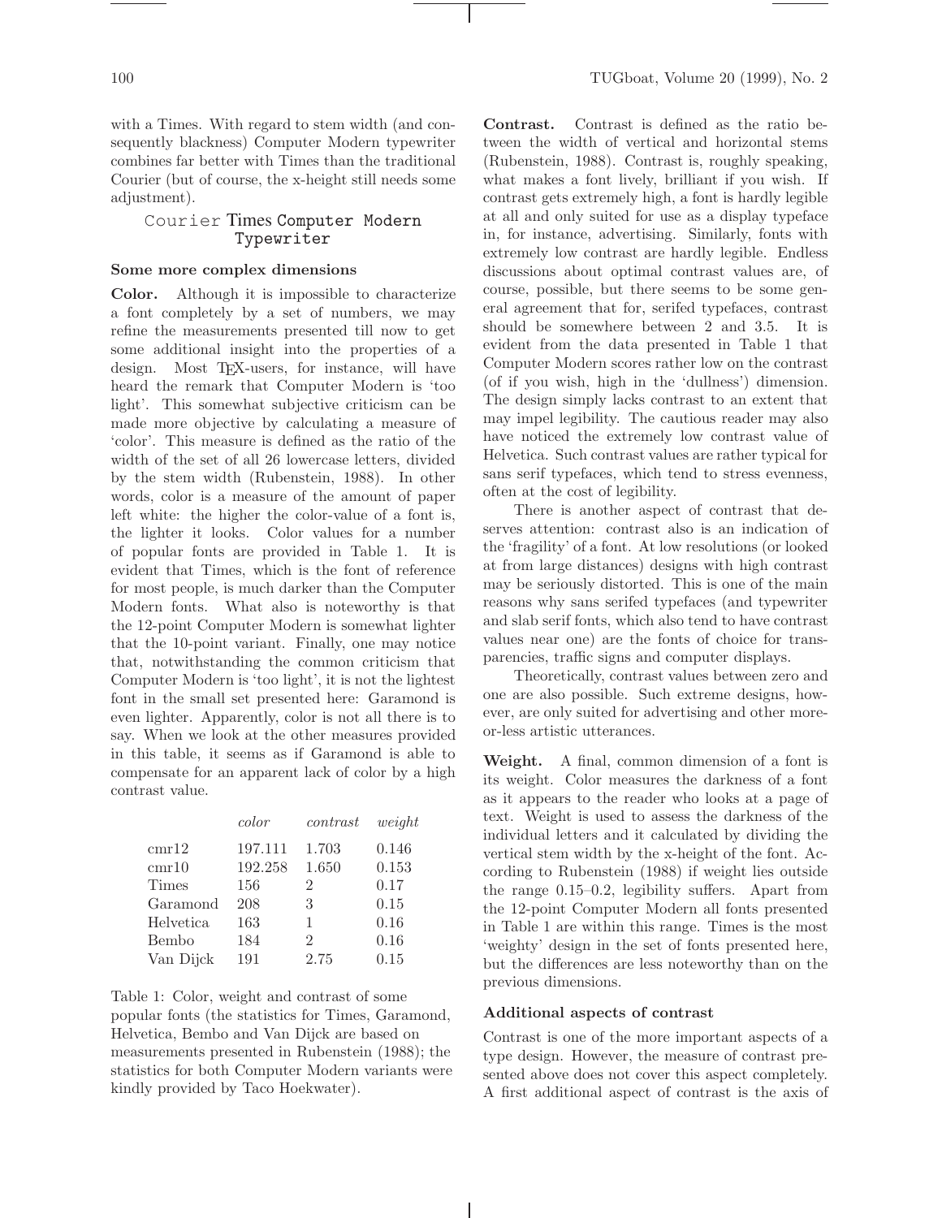with a Times. With regard to stem width (and consequently blackness) Computer Modern typewriter combines far better with Times than the traditional Courier (but of course, the x-height still needs some adjustment).

Courier Times Computer Modern Typewriter

### Some more complex dimensions

**Color.** Although it is impossible to characterize a font completely by a set of numbers, we may refine the measurements presented till now to get some additional insight into the properties of a design. Most TEX-users, for instance, will have heard the remark that Computer Modern is 'too light'. This somewhat subjective criticism can be made more objective by calculating a measure of 'color'. This measure is defined as the ratio of the width of the set of all 26 lowercase letters, divided by the stem width (Rubenstein, 1988). In other words, color is a measure of the amount of paper left white: the higher the color-value of a font is, the lighter it looks. Color values for a number of popular fonts are provided in Table 1. It is evident that Times, which is the font of reference for most people, is much darker than the Computer Modern fonts. What also is noteworthy is that the 12-point Computer Modern is somewhat lighter that the 10-point variant. Finally, one may notice that, notwithstanding the common criticism that Computer Modern is 'too light', it is not the lightest font in the small set presented here: Garamond is even lighter. Apparently, color is not all there is to say. When we look at the other measures provided in this table, it seems as if Garamond is able to compensate for an apparent lack of color by a high contrast value.

| | *color* | *contrast* | *weight* |
|---|---|---|---|
| cmr12 | 197.111 | 1.703 | 0.146 |
| cmr10 | 192.258 | 1.650 | 0.153 |
| Times | 156 | 2 | 0.17 |
| Garamond | 208 | 3 | 0.15 |
| Helvetica | 163 | 1 | 0.16 |
| Bembo | 184 | 2 | 0.16 |
| Van Dijck | 191 | 2.75 | 0.15 |

Table 1: Color, weight and contrast of some popular fonts (the statistics for Times, Garamond, Helvetica, Bembo and Van Dijck are based on measurements presented in Rubenstein (1988); the statistics for both Computer Modern variants were kindly provided by Taco Hoekwater).

**Contrast.** Contrast is defined as the ratio between the width of vertical and horizontal stems (Rubenstein, 1988). Contrast is, roughly speaking, what makes a font lively, brilliant if you wish. If contrast gets extremely high, a font is hardly legible at all and only suited for use as a display typeface in, for instance, advertising. Similarly, fonts with extremely low contrast are hardly legible. Endless discussions about optimal contrast values are, of course, possible, but there seems to be some general agreement that for, serifed typefaces, contrast should be somewhere between 2 and 3.5. It is evident from the data presented in Table 1 that Computer Modern scores rather low on the contrast (of if you wish, high in the 'dullness') dimension. The design simply lacks contrast to an extent that may impel legibility. The cautious reader may also have noticed the extremely low contrast value of Helvetica. Such contrast values are rather typical for sans serif typefaces, which tend to stress evenness, often at the cost of legibility.

There is another aspect of contrast that deserves attention: contrast also is an indication of the 'fragility' of a font. At low resolutions (or looked at from large distances) designs with high contrast may be seriously distorted. This is one of the main reasons why sans serifed typefaces (and typewriter and slab serif fonts, which also tend to have contrast values near one) are the fonts of choice for transparencies, traffic signs and computer displays.

Theoretically, contrast values between zero and one are also possible. Such extreme designs, however, are only suited for advertising and other more-or-less artistic utterances.

**Weight.** A final, common dimension of a font is its weight. Color measures the darkness of a font as it appears to the reader who looks at a page of text. Weight is used to assess the darkness of the individual letters and it calculated by dividing the vertical stem width by the x-height of the font. According to Rubenstein (1988) if weight lies outside the range 0.15–0.2, legibility suffers. Apart from the 12-point Computer Modern all fonts presented in Table 1 are within this range. Times is the most 'weighty' design in the set of fonts presented here, but the differences are less noteworthy than on the previous dimensions.

### Additional aspects of contrast

Contrast is one of the more important aspects of a type design. However, the measure of contrast presented above does not cover this aspect completely. A first additional aspect of contrast is the axis of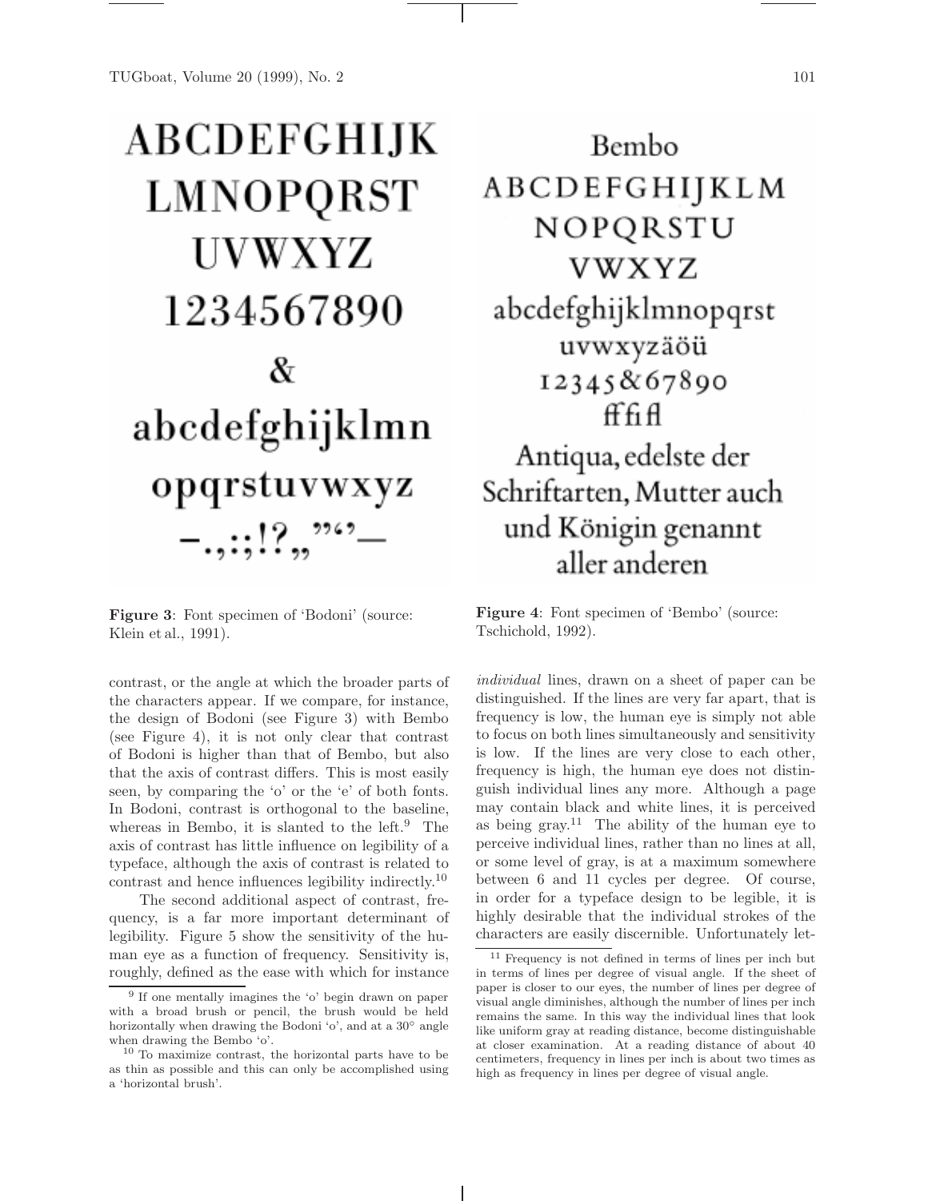Figure 3: Font specimen of 'Bodoni' (source: Klein et al., 1991).

Figure 4: Font specimen of 'Bembo' (source: Tschichold, 1992).

contrast, or the angle at which the broader parts of the characters appear. If we compare, for instance, the design of Bodoni (see Figure 3) with Bembo (see Figure 4), it is not only clear that contrast of Bodoni is higher than that of Bembo, but also that the axis of contrast differs. This is most easily seen, by comparing the 'o' or the 'e' of both fonts. In Bodoni, contrast is orthogonal to the baseline, whereas in Bembo, it is slanted to the left.[9] The axis of contrast has little influence on legibility of a typeface, although the axis of contrast is related to contrast and hence influences legibility indirectly.[10]

The second additional aspect of contrast, frequency, is a far more important determinant of legibility. Figure 5 show the sensitivity of the human eye as a function of frequency. Sensitivity is, roughly, defined as the ease with which for instance *individual* lines, drawn on a sheet of paper can be distinguished. If the lines are very far apart, that is frequency is low, the human eye is simply not able to focus on both lines simultaneously and sensitivity is low. If the lines are very close to each other, frequency is high, the human eye does not distinguish individual lines any more. Although a page may contain black and white lines, it is perceived as being gray.[11] The ability of the human eye to perceive individual lines, rather than no lines at all, or some level of gray, is at a maximum somewhere between 6 and 11 cycles per degree. Of course, in order for a typeface design to be legible, it is highly desirable that the individual strokes of the characters are easily discernible. Unfortunately let-

[9] If one mentally imagines the 'o' begin drawn on paper with a broad brush or pencil, the brush would be held horizontally when drawing the Bodoni 'o', and at a 30° angle when drawing the Bembo 'o'.

[10] To maximize contrast, the horizontal parts have to be as thin as possible and this can only be accomplished using a 'horizontal brush'.

[11] Frequency is not defined in terms of lines per inch but in terms of lines per degree of visual angle. If the sheet of paper is closer to our eyes, the number of lines per degree of visual angle diminishes, although the number of lines per inch remains the same. In this way the individual lines that look like uniform gray at reading distance, become distinguishable at closer examination. At a reading distance of about 40 centimeters, frequency in lines per inch is about two times as high as frequency in lines per degree of visual angle.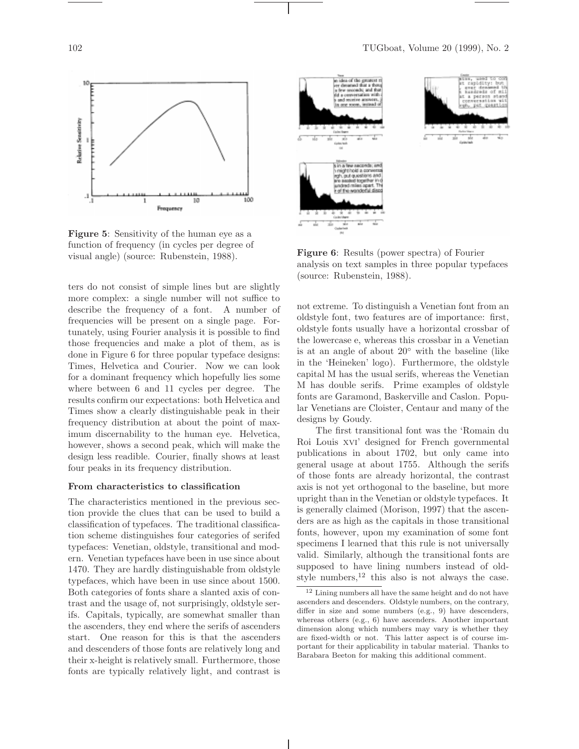**Figure 5**: Sensitivity of the human eye as a function of frequency (in cycles per degree of visual angle) (source: Rubenstein, 1988).

**Figure 6**: Results (power spectra) of Fourier analysis on text samples in three popular typefaces (source: Rubenstein, 1988).

ters do not consist of simple lines but are slightly more complex: a single number will not suffice to describe the frequency of a font. A number of frequencies will be present on a single page. Fortunately, using Fourier analysis it is possible to find those frequencies and make a plot of them, as is done in Figure 6 for three popular typeface designs: Times, Helvetica and Courier. Now we can look for a dominant frequency which hopefully lies some where between 6 and 11 cycles per degree. The results confirm our expectations: both Helvetica and Times show a clearly distinguishable peak in their frequency distribution at about the point of maximum discernability to the human eye. Helvetica, however, shows a second peak, which will make the design less readible. Courier, finally shows at least four peaks in its frequency distribution.

### From characteristics to classification

The characteristics mentioned in the previous section provide the clues that can be used to build a classification of typefaces. The traditional classification scheme distinguishes four categories of serifed typefaces: Venetian, oldstyle, transitional and modern. Venetian typefaces have been in use since about 1470. They are hardly distinguishable from oldstyle typefaces, which have been in use since about 1500. Both categories of fonts share a slanted axis of contrast and the usage of, not surprisingly, oldstyle serifs. Capitals, typically, are somewhat smaller than the ascenders, they end where the serifs of ascenders start. One reason for this is that the ascenders and descenders of those fonts are relatively long and their x-height is relatively small. Furthermore, those fonts are typically relatively light, and contrast is not extreme. To distinguish a Venetian font from an oldstyle font, two features are of importance: first, oldstyle fonts usually have a horizontal crossbar of the lowercase e, whereas this crossbar in a Venetian is at an angle of about 20° with the baseline (like in the 'Heineken' logo). Furthermore, the oldstyle capital M has the usual serifs, whereas the Venetian M has double serifs. Prime examples of oldstyle fonts are Garamond, Baskerville and Caslon. Popular Venetians are Cloister, Centaur and many of the designs by Goudy.

The first transitional font was the 'Romain du Roi Louis XVI' designed for French governmental publications in about 1702, but only came into general usage at about 1755. Although the serifs of those fonts are already horizontal, the contrast axis is not yet orthogonal to the baseline, but more upright than in the Venetian or oldstyle typefaces. It is generally claimed (Morison, 1997) that the ascenders are as high as the capitals in those transitional fonts, however, upon my examination of some font specimens I learned that this rule is not universally valid. Similarly, although the transitional fonts are supposed to have lining numbers instead of oldstyle numbers,[12] this also is not always the case.

[12] Lining numbers all have the same height and do not have ascenders and descenders. Oldstyle numbers, on the contrary, differ in size and some numbers (e.g., 9) have descenders, whereas others (e.g., 6) have ascenders. Another important dimension along which numbers may vary is whether they are fixed-width or not. This latter aspect is of course important for their applicability in tabular material. Thanks to Barabara Beeton for making this additional comment.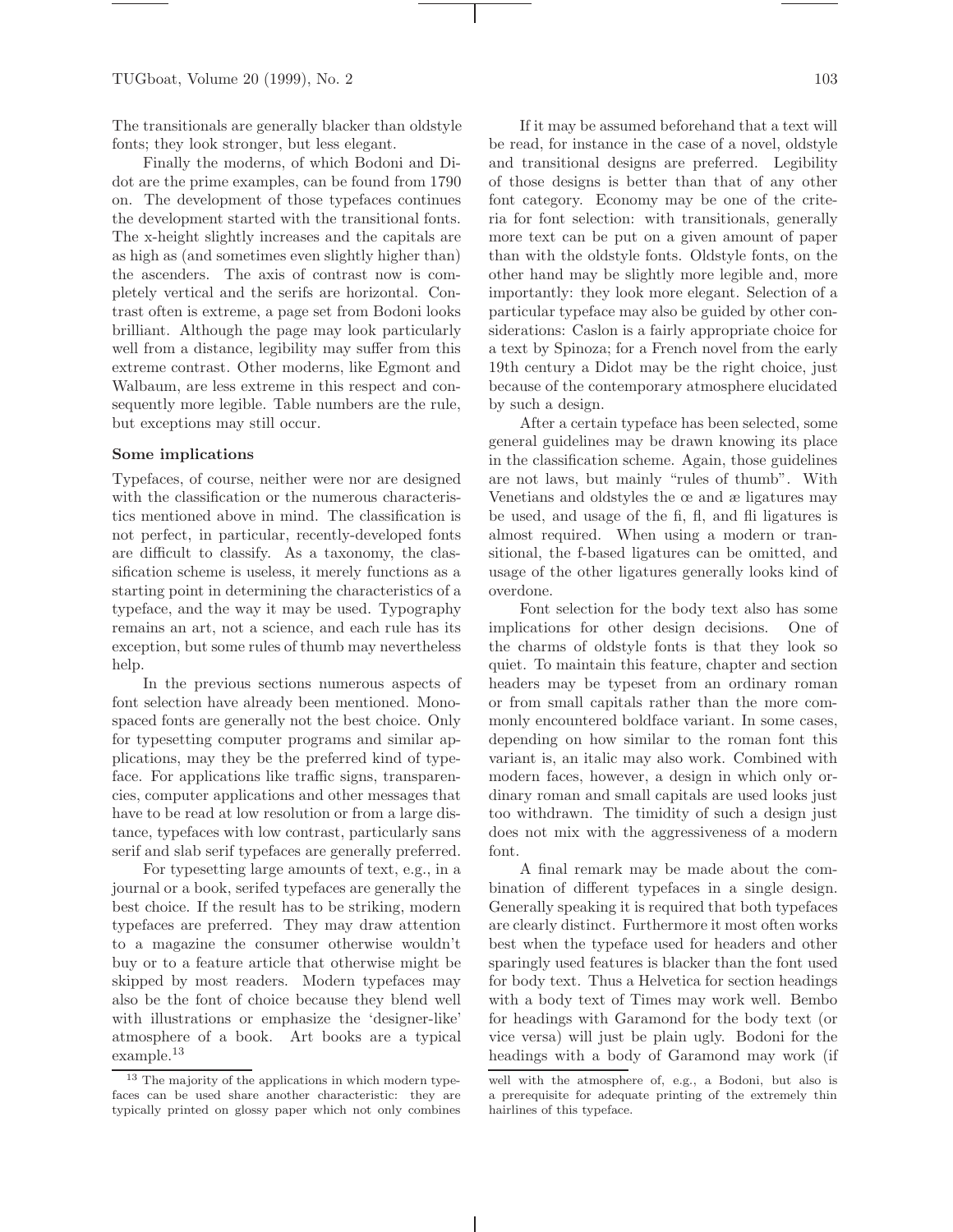The transitionals are generally blacker than oldstyle fonts; they look stronger, but less elegant.

Finally the moderns, of which Bodoni and Didot are the prime examples, can be found from 1790 on. The development of those typefaces continues the development started with the transitional fonts. The x-height slightly increases and the capitals are as high as (and sometimes even slightly higher than) the ascenders. The axis of contrast now is completely vertical and the serifs are horizontal. Contrast often is extreme, a page set from Bodoni looks brilliant. Although the page may look particularly well from a distance, legibility may suffer from this extreme contrast. Other moderns, like Egmont and Walbaum, are less extreme in this respect and consequently more legible. Table numbers are the rule, but exceptions may still occur.

### Some implications

Typefaces, of course, neither were nor are designed with the classification or the numerous characteristics mentioned above in mind. The classification is not perfect, in particular, recently-developed fonts are difficult to classify. As a taxonomy, the classification scheme is useless, it merely functions as a starting point in determining the characteristics of a typeface, and the way it may be used. Typography remains an art, not a science, and each rule has its exception, but some rules of thumb may nevertheless help.

In the previous sections numerous aspects of font selection have already been mentioned. Monospaced fonts are generally not the best choice. Only for typesetting computer programs and similar applications, may they be the preferred kind of typeface. For applications like traffic signs, transparencies, computer applications and other messages that have to be read at low resolution or from a large distance, typefaces with low contrast, particularly sans serif and slab serif typefaces are generally preferred.

For typesetting large amounts of text, e.g., in a journal or a book, serifed typefaces are generally the best choice. If the result has to be striking, modern typefaces are preferred. They may draw attention to a magazine the consumer otherwise wouldn't buy or to a feature article that otherwise might be skipped by most readers. Modern typefaces may also be the font of choice because they blend well with illustrations or emphasize the 'designer-like' atmosphere of a book. Art books are a typical example.[13]

If it may be assumed beforehand that a text will be read, for instance in the case of a novel, oldstyle and transitional designs are preferred. Legibility of those designs is better than that of any other font category. Economy may be one of the criteria for font selection: with transitionals, generally more text can be put on a given amount of paper than with the oldstyle fonts. Oldstyle fonts, on the other hand may be slightly more legible and, more importantly: they look more elegant. Selection of a particular typeface may also be guided by other considerations: Caslon is a fairly appropriate choice for a text by Spinoza; for a French novel from the early 19th century a Didot may be the right choice, just because of the contemporary atmosphere elucidated by such a design.

After a certain typeface has been selected, some general guidelines may be drawn knowing its place in the classification scheme. Again, those guidelines are not laws, but mainly "rules of thumb". With Venetians and oldstyles the œ and æ ligatures may be used, and usage of the fi, fl, and ffi ligatures is almost required. When using a modern or transitional, the f-based ligatures can be omitted, and usage of the other ligatures generally looks kind of overdone.

Font selection for the body text also has some implications for other design decisions. One of the charms of oldstyle fonts is that they look so quiet. To maintain this feature, chapter and section headers may be typeset from an ordinary roman or from small capitals rather than the more commonly encountered boldface variant. In some cases, depending on how similar to the roman font this variant is, an italic may also work. Combined with modern faces, however, a design in which only ordinary roman and small capitals are used looks just too withdrawn. The timidity of such a design just does not mix with the aggressiveness of a modern font.

A final remark may be made about the combination of different typefaces in a single design. Generally speaking it is required that both typefaces are clearly distinct. Furthermore it most often works best when the typeface used for headers and other sparingly used features is blacker than the font used for body text. Thus a Helvetica for section headings with a body text of Times may work well. Bembo for headings with Garamond for the body text (or vice versa) will just be plain ugly. Bodoni for the headings with a body of Garamond may work (if

[13] The majority of the applications in which modern typefaces can be used share another characteristic: they are typically printed on glossy paper which not only combines well with the atmosphere of, e.g., a Bodoni, but also is a prerequisite for adequate printing of the extremely thin hairlines of this typeface.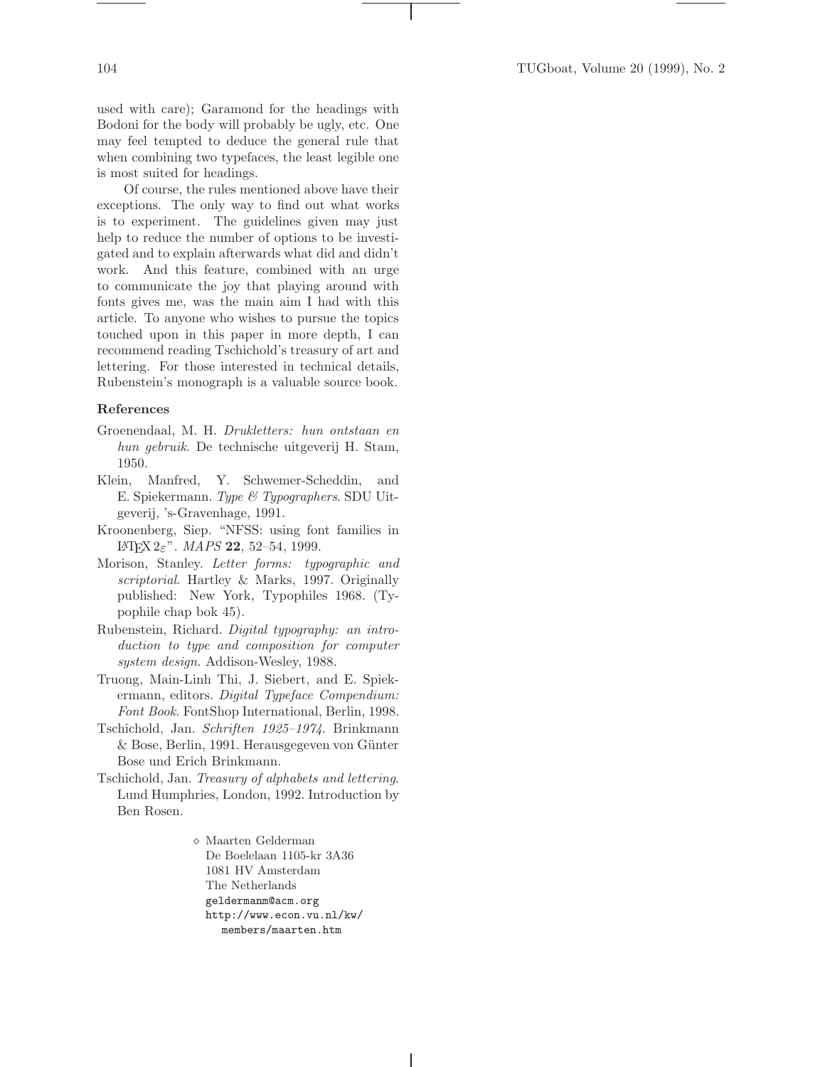used with care); Garamond for the headings with Bodoni for the body will probably be ugly, etc. One may feel tempted to deduce the general rule that when combining two typefaces, the least legible one is most suited for headings.

Of course, the rules mentioned above have their exceptions. The only way to find out what works is to experiment. The guidelines given may just help to reduce the number of options to be investigated and to explain afterwards what did and didn't work. And this feature, combined with an urge to communicate the joy that playing around with fonts gives me, was the main aim I had with this article. To anyone who wishes to pursue the topics touched upon in this paper in more depth, I can recommend reading Tschichold's treasury of art and lettering. For those interested in technical details, Rubenstein's monograph is a valuable source book.

### References

Groenendaal, M. H. *Drukletters: hun ontstaan en hun gebruik*. De technische uitgeverij H. Stam, 1950.

Klein, Manfred, Y. Schwemer-Scheddin, and E. Spiekermann. *Type & Typographers*. SDU Uitgeverij, 's-Gravenhage, 1991.

Kroonenberg, Siep. "NFSS: using font families in LaTeX $2_\varepsilon$". *MAPS* **22**, 52–54, 1999.

Morison, Stanley. *Letter forms: typographic and scriptorial*. Hartley & Marks, 1997. Originally published: New York, Typophiles 1968. (Typophile chap bok 45).

Rubenstein, Richard. *Digital typography: an introduction to type and composition for computer system design*. Addison-Wesley, 1988.

Truong, Main-Linh Thi, J. Siebert, and E. Spiekermann, editors. *Digital Typeface Compendium: Font Book*. FontShop International, Berlin, 1998.

Tschichold, Jan. *Schriften 1925–1974*. Brinkmann & Bose, Berlin, 1991. Herausgegeven von Günter Bose und Erich Brinkmann.

Tschichold, Jan. *Treasury of alphabets and lettering*. Lund Humphries, London, 1992. Introduction by Ben Rosen.

◇ Maarten Gelderman
De Boelelaan 1105-kr 3A36
1081 HV Amsterdam
The Netherlands
geldermanm@acm.org
http://www.econ.vu.nl/kw/members/maarten.htm